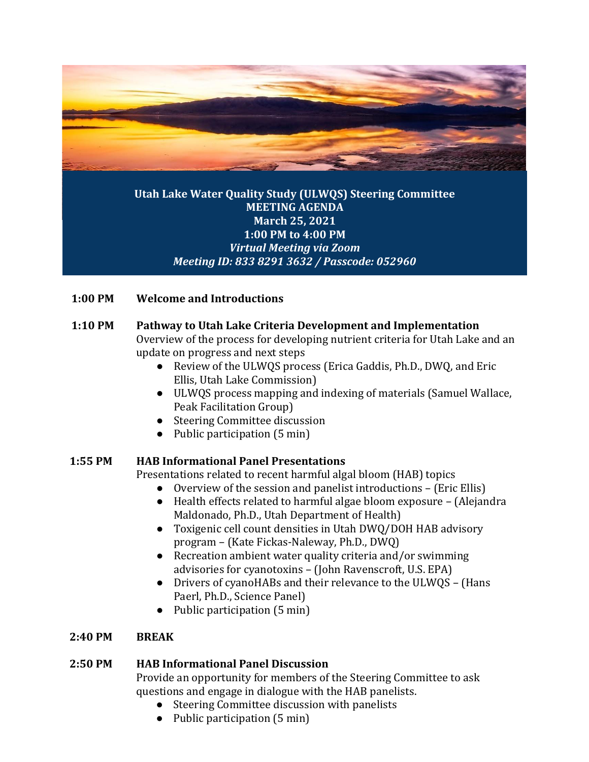# Utah Lake Water Quality Study (ULWQS) Steering Committee

## MEETING AGENDA

**March 25, 2021**

**1:00 PM to 4:00 PM**

***Virtual Meeting via Zoom***

***Meeting ID: 833 8291 3632 / Passcode: 052960***

**1:00 PM** **Welcome and Introductions**

**1:10 PM** **Pathway to Utah Lake Criteria Development and Implementation**

Overview of the process for developing nutrient criteria for Utah Lake and an update on progress and next steps

- Review of the ULWQS process (Erica Gaddis, Ph.D., DWQ, and Eric Ellis, Utah Lake Commission)
- ULWQS process mapping and indexing of materials (Samuel Wallace, Peak Facilitation Group)
- Steering Committee discussion
- Public participation (5 min)

**1:55 PM** **HAB Informational Panel Presentations**

Presentations related to recent harmful algal bloom (HAB) topics

- Overview of the session and panelist introductions – (Eric Ellis)
- Health effects related to harmful algae bloom exposure – (Alejandra Maldonado, Ph.D., Utah Department of Health)
- Toxigenic cell count densities in Utah DWQ/DOH HAB advisory program – (Kate Fickas-Naleway, Ph.D., DWQ)
- Recreation ambient water quality criteria and/or swimming advisories for cyanotoxins – (John Ravenscroft, U.S. EPA)
- Drivers of cyanoHABs and their relevance to the ULWQS – (Hans Paerl, Ph.D., Science Panel)
- Public participation (5 min)

**2:40 PM** **BREAK**

**2:50 PM** **HAB Informational Panel Discussion**

Provide an opportunity for members of the Steering Committee to ask questions and engage in dialogue with the HAB panelists.

- Steering Committee discussion with panelists
- Public participation (5 min)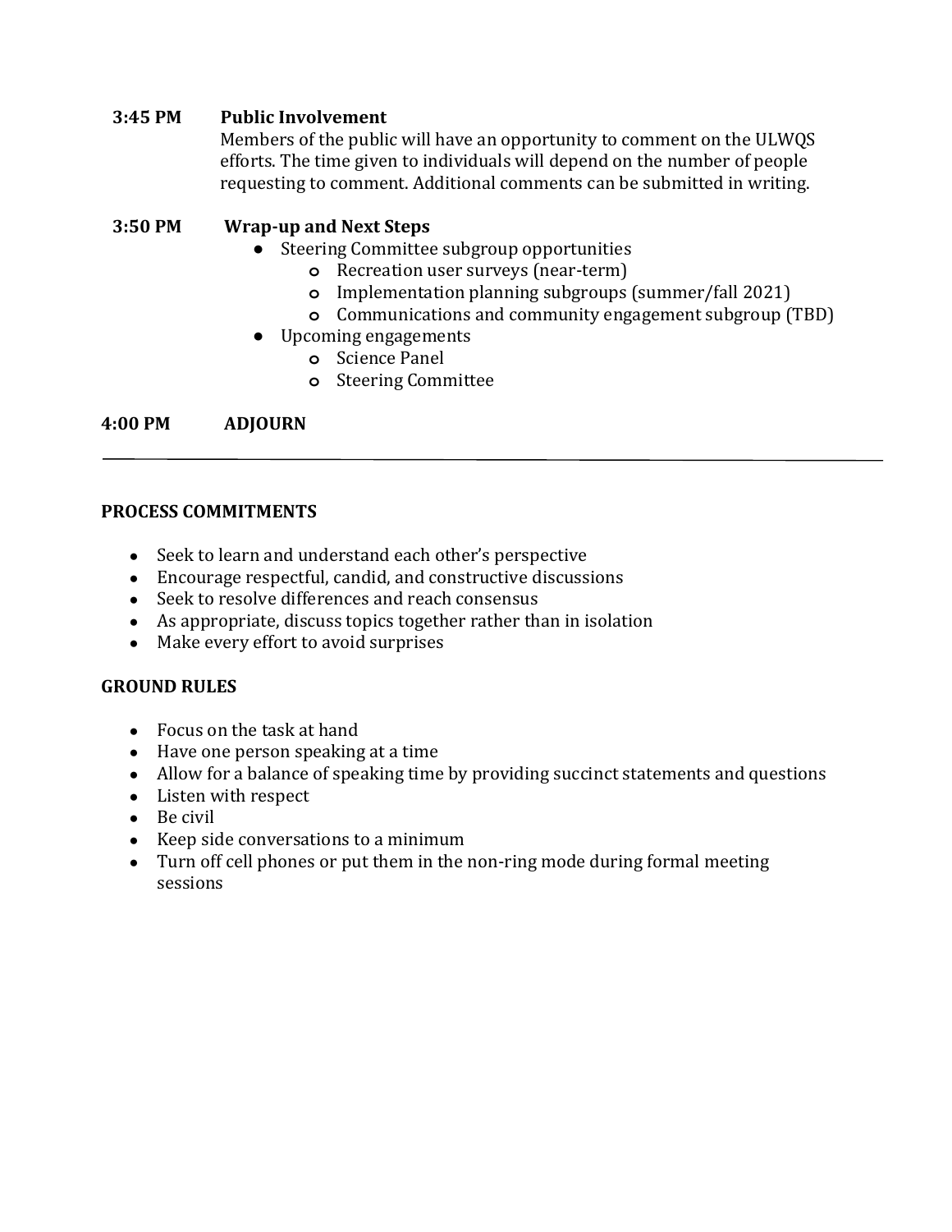**3:45 PM** **Public Involvement**

Members of the public will have an opportunity to comment on the ULWQS efforts. The time given to individuals will depend on the number of people requesting to comment. Additional comments can be submitted in writing.

**3:50 PM** **Wrap-up and Next Steps**

- Steering Committee subgroup opportunities
  - Recreation user surveys (near-term)
  - Implementation planning subgroups (summer/fall 2021)
  - Communications and community engagement subgroup (TBD)
- Upcoming engagements
  - Science Panel
  - Steering Committee

**4:00 PM** **ADJOURN**

---

**PROCESS COMMITMENTS**

- Seek to learn and understand each other's perspective
- Encourage respectful, candid, and constructive discussions
- Seek to resolve differences and reach consensus
- As appropriate, discuss topics together rather than in isolation
- Make every effort to avoid surprises

**GROUND RULES**

- Focus on the task at hand
- Have one person speaking at a time
- Allow for a balance of speaking time by providing succinct statements and questions
- Listen with respect
- Be civil
- Keep side conversations to a minimum
- Turn off cell phones or put them in the non-ring mode during formal meeting sessions